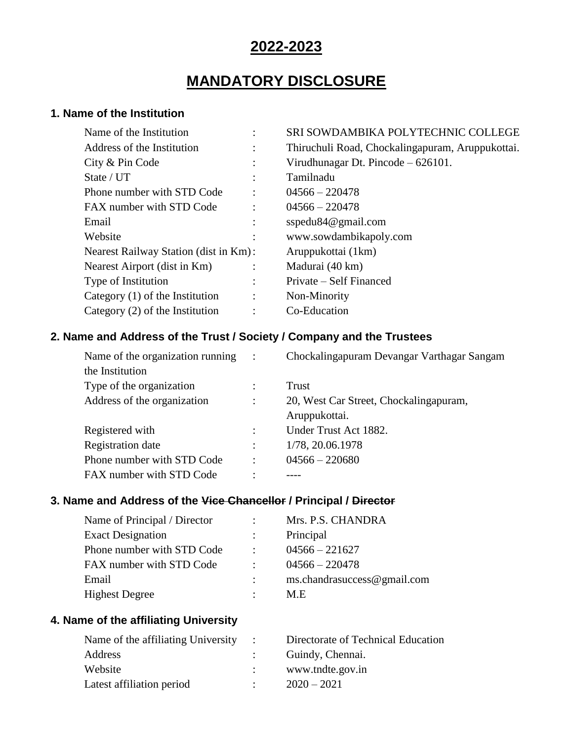# 2022-2023

# MANDATORY DISCLOSURE

### 1. Name of the Institution

| | | |
|---|---|---|
| Name of the Institution | : | SRI SOWDAMBIKA POLYTECHNIC COLLEGE |
| Address of the Institution | : | Thiruchuli Road, Chockalingapuram, Aruppukottai. |
| City & Pin Code | : | Virudhunagar Dt. Pincode – 626101. |
| State / UT | : | Tamilnadu |
| Phone number with STD Code | : | 04566 – 220478 |
| FAX number with STD Code | : | 04566 – 220478 |
| Email | : | sspedu84@gmail.com |
| Website | : | www.sowdambikapoly.com |
| Nearest Railway Station (dist in Km) | : | Aruppukottai (1km) |
| Nearest Airport (dist in Km) | : | Madurai (40 km) |
| Type of Institution | : | Private – Self Financed |
| Category (1) of the Institution | : | Non-Minority |
| Category (2) of the Institution | : | Co-Education |

### 2. Name and Address of the Trust / Society / Company and the Trustees

| | | |
|---|---|---|
| Name of the organization running the Institution | : | Chockalingapuram Devangar Varthagar Sangam |
| Type of the organization | : | Trust |
| Address of the organization | : | 20, West Car Street, Chockalingapuram, Aruppukottai. |
| Registered with | : | Under Trust Act 1882. |
| Registration date | : | 1/78, 20.06.1978 |
| Phone number with STD Code | : | 04566 – 220680 |
| FAX number with STD Code | : | ---- |

### 3. Name and Address of the ~~Vice Chancellor~~ / Principal / ~~Director~~

| | | |
|---|---|---|
| Name of Principal / Director | : | Mrs. P.S. CHANDRA |
| Exact Designation | : | Principal |
| Phone number with STD Code | : | 04566 – 221627 |
| FAX number with STD Code | : | 04566 – 220478 |
| Email | : | ms.chandrasuccess@gmail.com |
| Highest Degree | : | M.E |

### 4. Name of the affiliating University

| | | |
|---|---|---|
| Name of the affiliating University | : | Directorate of Technical Education |
| Address | : | Guindy, Chennai. |
| Website | : | www.tndte.gov.in |
| Latest affiliation period | : | 2020 – 2021 |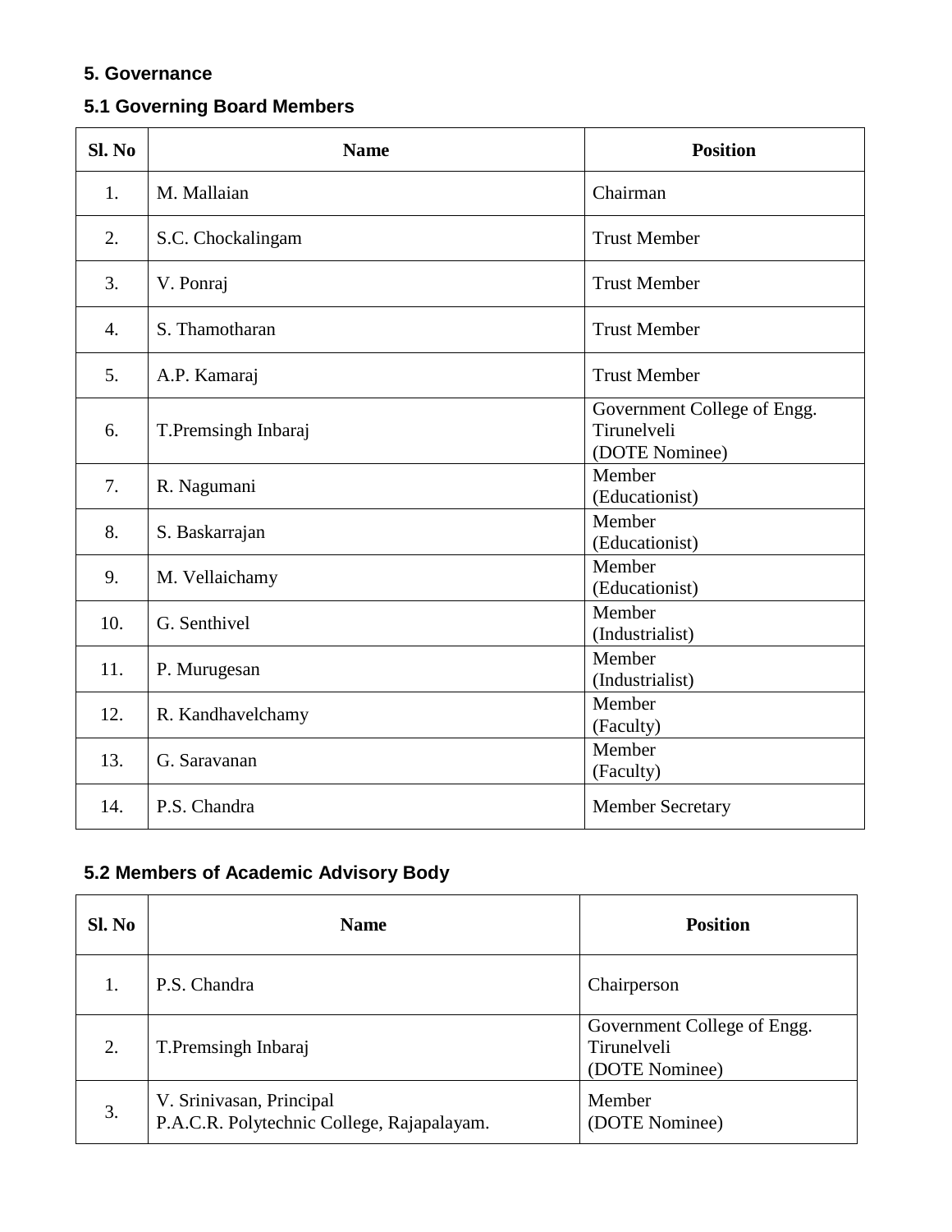## 5. Governance

### 5.1 Governing Board Members

| Sl. No | Name | Position |
|---|---|---|
| 1. | M. Mallaian | Chairman |
| 2. | S.C. Chockalingam | Trust Member |
| 3. | V. Ponraj | Trust Member |
| 4. | S. Thamotharan | Trust Member |
| 5. | A.P. Kamaraj | Trust Member |
| 6. | T.Premsingh Inbaraj | Government College of Engg. Tirunelveli (DOTE Nominee) |
| 7. | R. Nagumani | Member (Educationist) |
| 8. | S. Baskarrajan | Member (Educationist) |
| 9. | M. Vellaichamy | Member (Educationist) |
| 10. | G. Senthivel | Member (Industrialist) |
| 11. | P. Murugesan | Member (Industrialist) |
| 12. | R. Kandhavelchamy | Member (Faculty) |
| 13. | G. Saravanan | Member (Faculty) |
| 14. | P.S. Chandra | Member Secretary |

### 5.2 Members of Academic Advisory Body

| Sl. No | Name | Position |
|---|---|---|
| 1. | P.S. Chandra | Chairperson |
| 2. | T.Premsingh Inbaraj | Government College of Engg. Tirunelveli (DOTE Nominee) |
| 3. | V. Srinivasan, Principal P.A.C.R. Polytechnic College, Rajapalayam. | Member (DOTE Nominee) |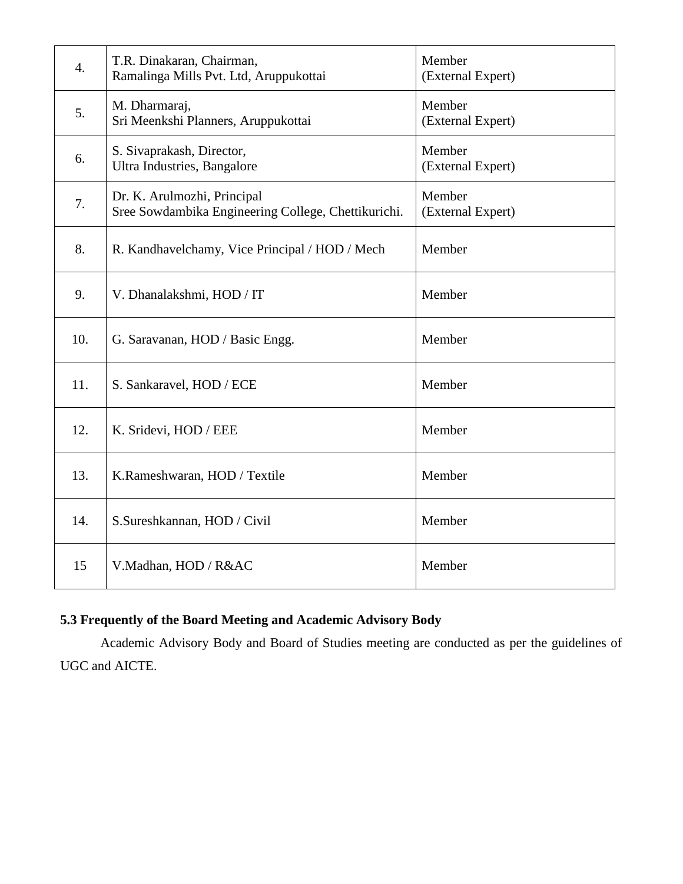| 4. | T.R. Dinakaran, Chairman,<br>Ramalinga Mills Pvt. Ltd, Aruppukottai | Member<br>(External Expert) |
|---|---|---|
| 5. | M. Dharmaraj,<br>Sri Meenkshi Planners, Aruppukottai | Member<br>(External Expert) |
| 6. | S. Sivaprakash, Director,<br>Ultra Industries, Bangalore | Member<br>(External Expert) |
| 7. | Dr. K. Arulmozhi, Principal<br>Sree Sowdambika Engineering College, Chettikurichi. | Member<br>(External Expert) |
| 8. | R. Kandhavelchamy, Vice Principal / HOD / Mech | Member |
| 9. | V. Dhanalakshmi, HOD / IT | Member |
| 10. | G. Saravanan, HOD / Basic Engg. | Member |
| 11. | S. Sankaravel, HOD / ECE | Member |
| 12. | K. Sridevi, HOD / EEE | Member |
| 13. | K.Rameshwaran, HOD / Textile | Member |
| 14. | S.Sureshkannan, HOD / Civil | Member |
| 15 | V.Madhan, HOD / R&AC | Member |

**5.3 Frequently of the Board Meeting and Academic Advisory Body**

Academic Advisory Body and Board of Studies meeting are conducted as per the guidelines of UGC and AICTE.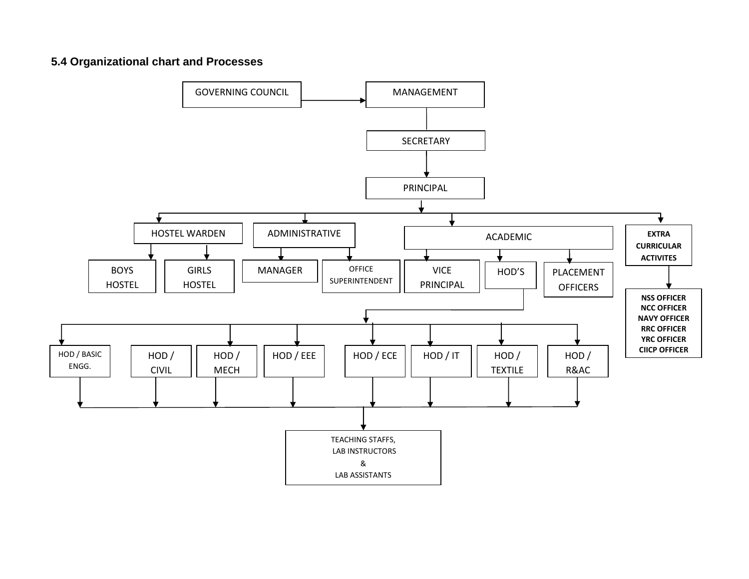### 5.4 Organizational chart and Processes

- GOVERNING COUNCIL → MANAGEMENT
- MANAGEMENT
  - SECRETARY
    - PRINCIPAL
      - HOSTEL WARDEN
        - BOYS HOSTEL
        - GIRLS HOSTEL
      - ADMINISTRATIVE
        - MANAGER
        - OFFICE SUPERINTENDENT
      - ACADEMIC
        - VICE PRINCIPAL
        - HOD'S
          - HOD / BASIC ENGG.
          - HOD / CIVIL
          - HOD / MECH
          - HOD / EEE
          - HOD / ECE
          - HOD / IT
          - HOD / TEXTILE
          - HOD / R&AC
            - TEACHING STAFFS, LAB INSTRUCTORS & LAB ASSISTANTS
        - PLACEMENT OFFICERS
      - **EXTRA CURRICULAR ACTIVITES**
        - **NSS OFFICER**
        - **NCC OFFICER**
        - **NAVY OFFICER**
        - **RRC OFFICER**
        - **YRC OFFICER**
        - **CIICP OFFICER**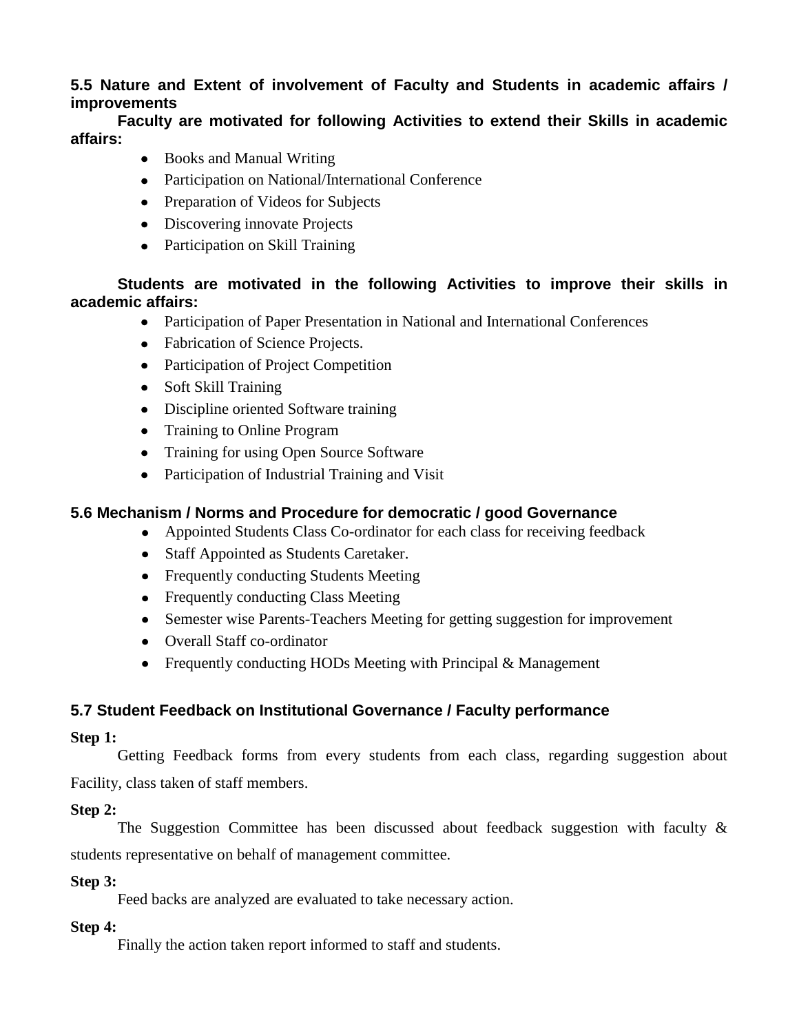### 5.5 Nature and Extent of involvement of Faculty and Students in academic affairs / improvements

**Faculty are motivated for following Activities to extend their Skills in academic affairs:**

- Books and Manual Writing
- Participation on National/International Conference
- Preparation of Videos for Subjects
- Discovering innovate Projects
- Participation on Skill Training

**Students are motivated in the following Activities to improve their skills in academic affairs:**

- Participation of Paper Presentation in National and International Conferences
- Fabrication of Science Projects.
- Participation of Project Competition
- Soft Skill Training
- Discipline oriented Software training
- Training to Online Program
- Training for using Open Source Software
- Participation of Industrial Training and Visit

### 5.6 Mechanism / Norms and Procedure for democratic / good Governance

- Appointed Students Class Co-ordinator for each class for receiving feedback
- Staff Appointed as Students Caretaker.
- Frequently conducting Students Meeting
- Frequently conducting Class Meeting
- Semester wise Parents-Teachers Meeting for getting suggestion for improvement
- Overall Staff co-ordinator
- Frequently conducting HODs Meeting with Principal & Management

### 5.7 Student Feedback on Institutional Governance / Faculty performance

**Step 1:**

Getting Feedback forms from every students from each class, regarding suggestion about Facility, class taken of staff members.

**Step 2:**

The Suggestion Committee has been discussed about feedback suggestion with faculty & students representative on behalf of management committee.

**Step 3:**

Feed backs are analyzed are evaluated to take necessary action.

**Step 4:**

Finally the action taken report informed to staff and students.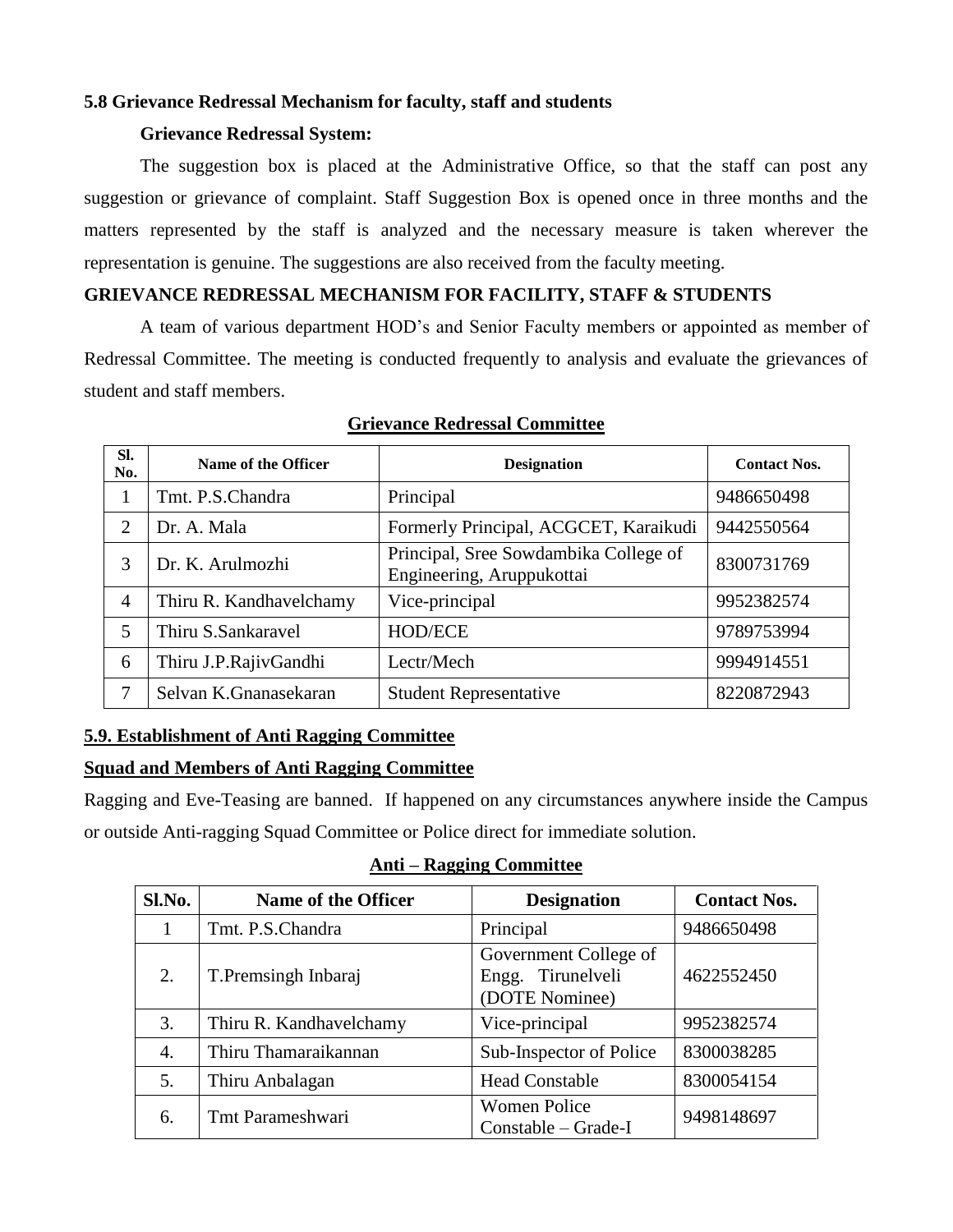### 5.8 Grievance Redressal Mechanism for faculty, staff and students

**Grievance Redressal System:**

The suggestion box is placed at the Administrative Office, so that the staff can post any suggestion or grievance of complaint. Staff Suggestion Box is opened once in three months and the matters represented by the staff is analyzed and the necessary measure is taken wherever the representation is genuine. The suggestions are also received from the faculty meeting.

**GRIEVANCE REDRESSAL MECHANISM FOR FACILITY, STAFF & STUDENTS**

A team of various department HOD's and Senior Faculty members or appointed as member of Redressal Committee. The meeting is conducted frequently to analysis and evaluate the grievances of student and staff members.

**Grievance Redressal Committee**

| Sl. No. | Name of the Officer | Designation | Contact Nos. |
|---|---|---|---|
| 1 | Tmt. P.S.Chandra | Principal | 9486650498 |
| 2 | Dr. A. Mala | Formerly Principal, ACGCET, Karaikudi | 9442550564 |
| 3 | Dr. K. Arulmozhi | Principal, Sree Sowdambika College of Engineering, Aruppukottai | 8300731769 |
| 4 | Thiru R. Kandhavelchamy | Vice-principal | 9952382574 |
| 5 | Thiru S.Sankaravel | HOD/ECE | 9789753994 |
| 6 | Thiru J.P.RajivGandhi | Lectr/Mech | 9994914551 |
| 7 | Selvan K.Gnanasekaran | Student Representative | 8220872943 |

### 5.9. Establishment of Anti Ragging Committee

**Squad and Members of Anti Ragging Committee**

Ragging and Eve-Teasing are banned. If happened on any circumstances anywhere inside the Campus or outside Anti-ragging Squad Committee or Police direct for immediate solution.

**Anti – Ragging Committee**

| Sl.No. | Name of the Officer | Designation | Contact Nos. |
|---|---|---|---|
| 1 | Tmt. P.S.Chandra | Principal | 9486650498 |
| 2. | T.Premsingh Inbaraj | Government College of Engg. Tirunelveli (DOTE Nominee) | 4622552450 |
| 3. | Thiru R. Kandhavelchamy | Vice-principal | 9952382574 |
| 4. | Thiru Thamaraikannan | Sub-Inspector of Police | 8300038285 |
| 5. | Thiru Anbalagan | Head Constable | 8300054154 |
| 6. | Tmt Parameshwari | Women Police Constable – Grade-I | 9498148697 |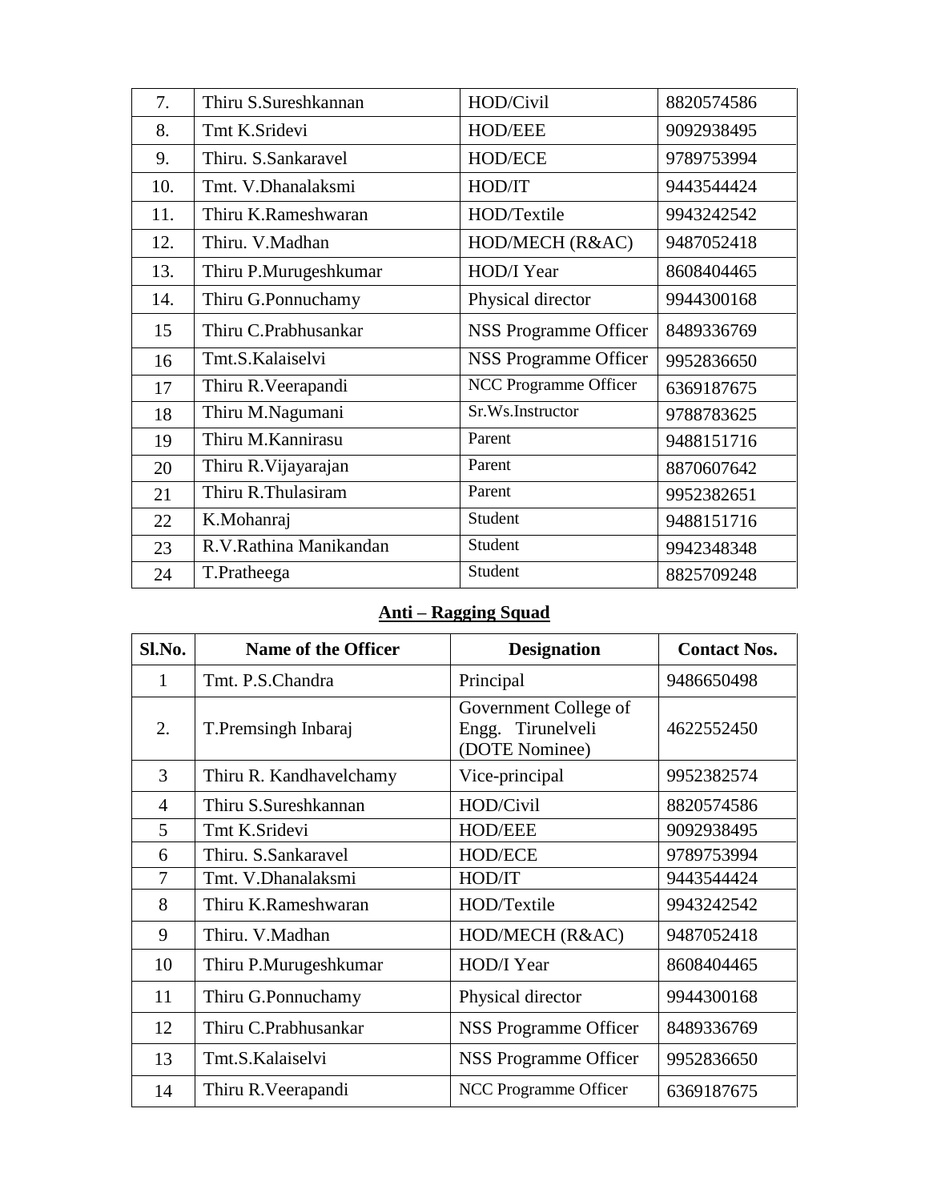| | | | |
|---|---|---|---|
| 7. | Thiru S.Sureshkannan | HOD/Civil | 8820574586 |
| 8. | Tmt K.Sridevi | HOD/EEE | 9092938495 |
| 9. | Thiru. S.Sankaravel | HOD/ECE | 9789753994 |
| 10. | Tmt. V.Dhanalaksmi | HOD/IT | 9443544424 |
| 11. | Thiru K.Rameshwaran | HOD/Textile | 9943242542 |
| 12. | Thiru. V.Madhan | HOD/MECH (R&AC) | 9487052418 |
| 13. | Thiru P.Murugeshkumar | HOD/I Year | 8608404465 |
| 14. | Thiru G.Ponnuchamy | Physical director | 9944300168 |
| 15 | Thiru C.Prabhusankar | NSS Programme Officer | 8489336769 |
| 16 | Tmt.S.Kalaiselvi | NSS Programme Officer | 9952836650 |
| 17 | Thiru R.Veerapandi | NCC Programme Officer | 6369187675 |
| 18 | Thiru M.Nagumani | Sr.Ws.Instructor | 9788783625 |
| 19 | Thiru M.Kannirasu | Parent | 9488151716 |
| 20 | Thiru R.Vijayarajan | Parent | 8870607642 |
| 21 | Thiru R.Thulasiram | Parent | 9952382651 |
| 22 | K.Mohanraj | Student | 9488151716 |
| 23 | R.V.Rathina Manikandan | Student | 9942348348 |
| 24 | T.Pratheega | Student | 8825709248 |

## Anti – Ragging Squad

| Sl.No. | Name of the Officer | Designation | Contact Nos. |
|---|---|---|---|
| 1 | Tmt. P.S.Chandra | Principal | 9486650498 |
| 2. | T.Premsingh Inbaraj | Government College of Engg. Tirunelveli (DOTE Nominee) | 4622552450 |
| 3 | Thiru R. Kandhavelchamy | Vice-principal | 9952382574 |
| 4 | Thiru S.Sureshkannan | HOD/Civil | 8820574586 |
| 5 | Tmt K.Sridevi | HOD/EEE | 9092938495 |
| 6 | Thiru. S.Sankaravel | HOD/ECE | 9789753994 |
| 7 | Tmt. V.Dhanalaksmi | HOD/IT | 9443544424 |
| 8 | Thiru K.Rameshwaran | HOD/Textile | 9943242542 |
| 9 | Thiru. V.Madhan | HOD/MECH (R&AC) | 9487052418 |
| 10 | Thiru P.Murugeshkumar | HOD/I Year | 8608404465 |
| 11 | Thiru G.Ponnuchamy | Physical director | 9944300168 |
| 12 | Thiru C.Prabhusankar | NSS Programme Officer | 8489336769 |
| 13 | Tmt.S.Kalaiselvi | NSS Programme Officer | 9952836650 |
| 14 | Thiru R.Veerapandi | NCC Programme Officer | 6369187675 |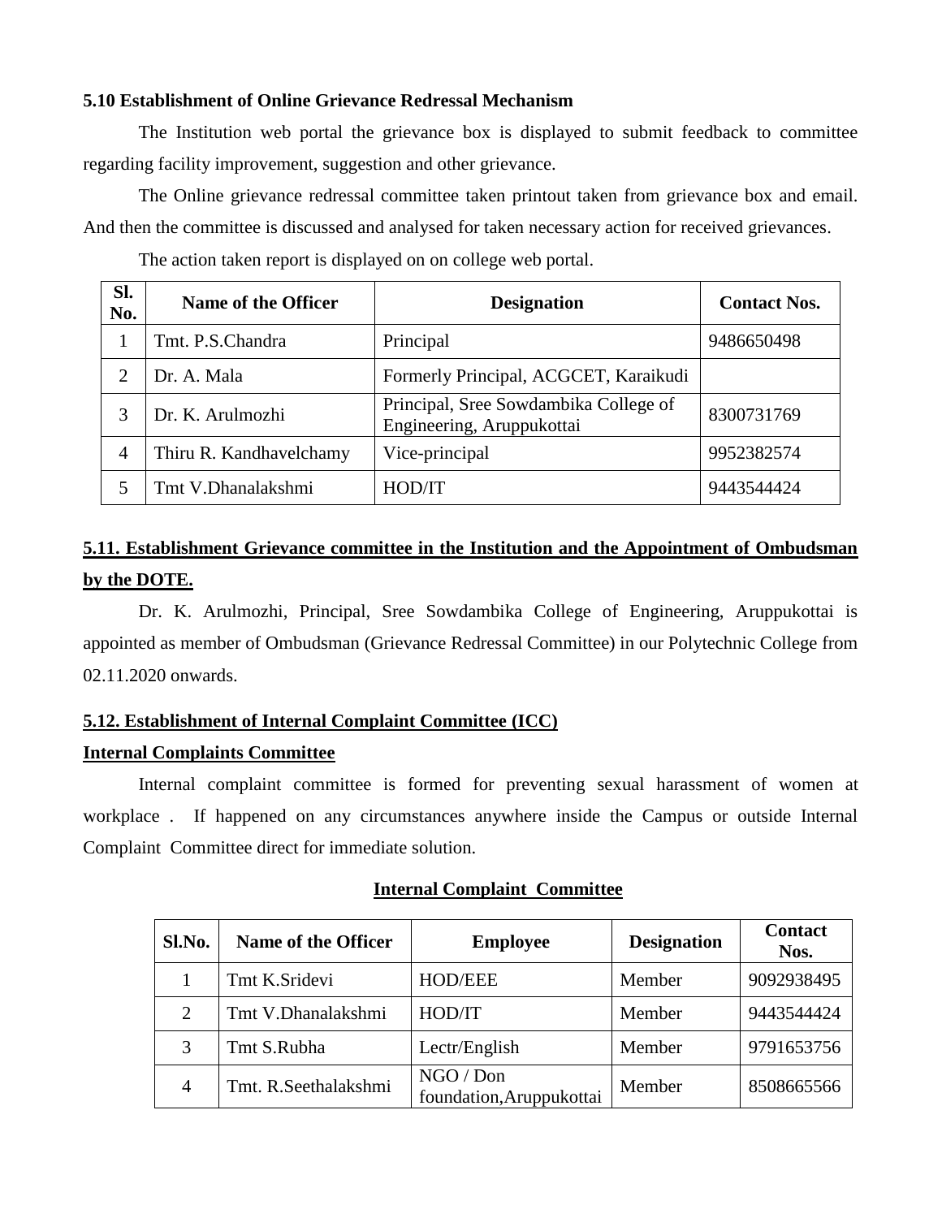### 5.10 Establishment of Online Grievance Redressal Mechanism

The Institution web portal the grievance box is displayed to submit feedback to committee regarding facility improvement, suggestion and other grievance.

The Online grievance redressal committee taken printout taken from grievance box and email. And then the committee is discussed and analysed for taken necessary action for received grievances.

The action taken report is displayed on on college web portal.

| Sl. No. | Name of the Officer | Designation | Contact Nos. |
|---|---|---|---|
| 1 | Tmt. P.S.Chandra | Principal | 9486650498 |
| 2 | Dr. A. Mala | Formerly Principal, ACGCET, Karaikudi | |
| 3 | Dr. K. Arulmozhi | Principal, Sree Sowdambika College of Engineering, Aruppukottai | 8300731769 |
| 4 | Thiru R. Kandhavelchamy | Vice-principal | 9952382574 |
| 5 | Tmt V.Dhanalakshmi | HOD/IT | 9443544424 |

### 5.11. Establishment Grievance committee in the Institution and the Appointment of Ombudsman by the DOTE.

Dr. K. Arulmozhi, Principal, Sree Sowdambika College of Engineering, Aruppukottai is appointed as member of Ombudsman (Grievance Redressal Committee) in our Polytechnic College from 02.11.2020 onwards.

### 5.12. Establishment of Internal Complaint Committee (ICC)

**Internal Complaints Committee**

Internal complaint committee is formed for preventing sexual harassment of women at workplace . If happened on any circumstances anywhere inside the Campus or outside Internal Complaint Committee direct for immediate solution.

**Internal Complaint Committee**

| Sl.No. | Name of the Officer | Employee | Designation | Contact Nos. |
|---|---|---|---|---|
| 1 | Tmt K.Sridevi | HOD/EEE | Member | 9092938495 |
| 2 | Tmt V.Dhanalakshmi | HOD/IT | Member | 9443544424 |
| 3 | Tmt S.Rubha | Lectr/English | Member | 9791653756 |
| 4 | Tmt. R.Seethalakshmi | NGO / Don foundation,Aruppukottai | Member | 8508665566 |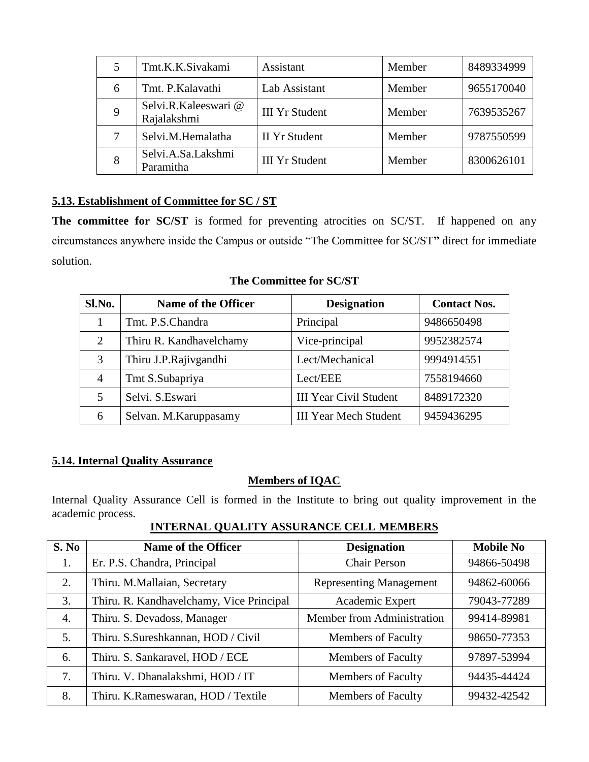| 5 | Tmt.K.K.Sivakami | Assistant | Member | 8489334999 |
|---|---|---|---|---|
| 6 | Tmt. P.Kalavathi | Lab Assistant | Member | 9655170040 |
| 9 | Selvi.R.Kaleeswari @ Rajalakshmi | III Yr Student | Member | 7639535267 |
| 7 | Selvi.M.Hemalatha | II Yr Student | Member | 9787550599 |
| 8 | Selvi.A.Sa.Lakshmi Paramitha | III Yr Student | Member | 8300626101 |

## 5.13. Establishment of Committee for SC / ST

**The committee for SC/ST** is formed for preventing atrocities on SC/ST. If happened on any circumstances anywhere inside the Campus or outside "The Committee for SC/ST**"** direct for immediate solution.

**The Committee for SC/ST**

| Sl.No. | Name of the Officer | Designation | Contact Nos. |
|---|---|---|---|
| 1 | Tmt. P.S.Chandra | Principal | 9486650498 |
| 2 | Thiru R. Kandhavelchamy | Vice-principal | 9952382574 |
| 3 | Thiru J.P.Rajivgandhi | Lect/Mechanical | 9994914551 |
| 4 | Tmt S.Subapriya | Lect/EEE | 7558194660 |
| 5 | Selvi. S.Eswari | III Year Civil Student | 8489172320 |
| 6 | Selvan. M.Karuppasamy | III Year Mech Student | 9459436295 |

## 5.14. Internal Quality Assurance

**Members of IQAC**

Internal Quality Assurance Cell is formed in the Institute to bring out quality improvement in the academic process.

**INTERNAL QUALITY ASSURANCE CELL MEMBERS**

| S. No | Name of the Officer | Designation | Mobile No |
|---|---|---|---|
| 1. | Er. P.S. Chandra, Principal | Chair Person | 94866-50498 |
| 2. | Thiru. M.Mallaian, Secretary | Representing Management | 94862-60066 |
| 3. | Thiru. R. Kandhavelchamy, Vice Principal | Academic Expert | 79043-77289 |
| 4. | Thiru. S. Devadoss, Manager | Member from Administration | 99414-89981 |
| 5. | Thiru. S.Sureshkannan, HOD / Civil | Members of Faculty | 98650-77353 |
| 6. | Thiru. S. Sankaravel, HOD / ECE | Members of Faculty | 97897-53994 |
| 7. | Thiru. V. Dhanalakshmi, HOD / IT | Members of Faculty | 94435-44424 |
| 8. | Thiru. K.Rameswaran, HOD / Textile | Members of Faculty | 99432-42542 |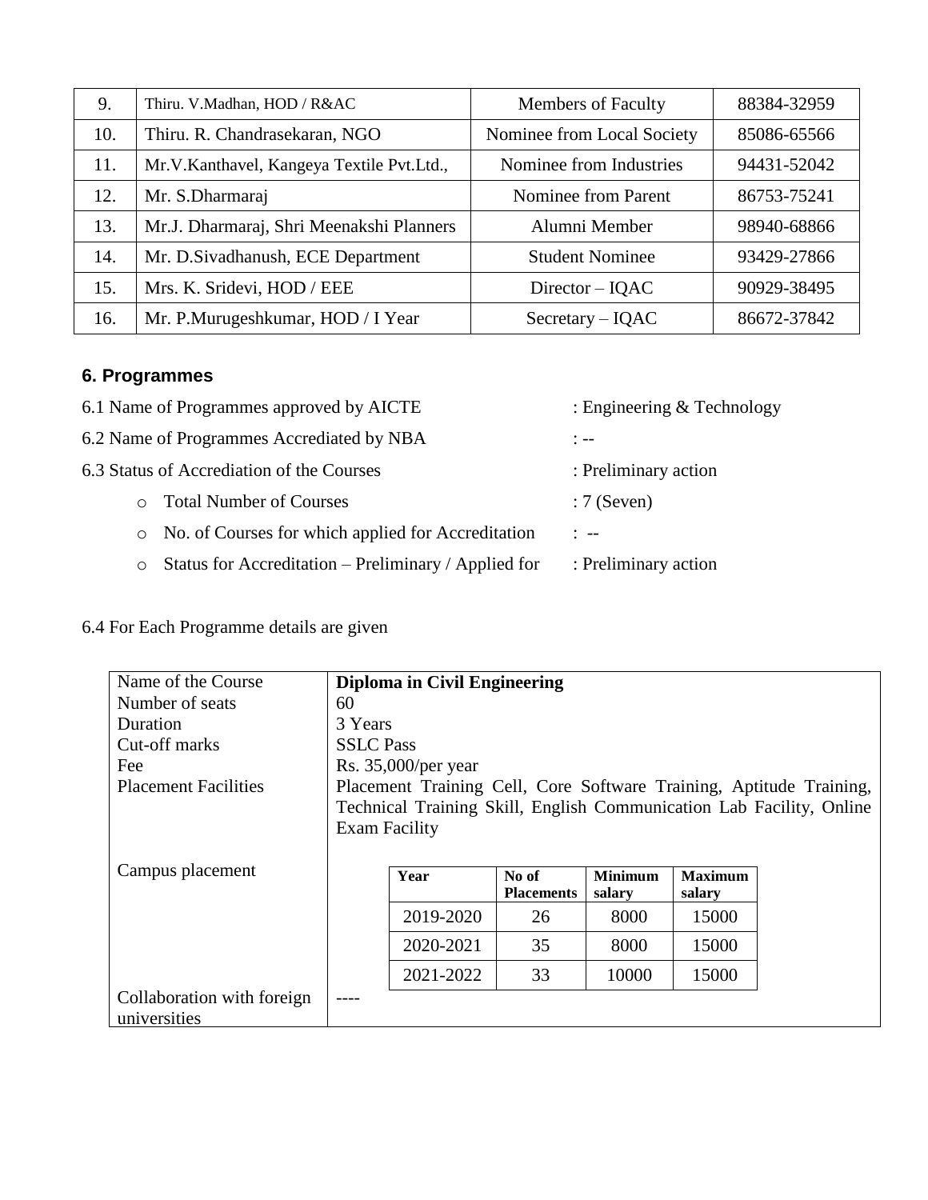| 9. | Thiru. V.Madhan, HOD / R&AC | Members of Faculty | 88384-32959 |
|---|---|---|---|
| 10. | Thiru. R. Chandrasekaran, NGO | Nominee from Local Society | 85086-65566 |
| 11. | Mr.V.Kanthavel, Kangeya Textile Pvt.Ltd., | Nominee from Industries | 94431-52042 |
| 12. | Mr. S.Dharmaraj | Nominee from Parent | 86753-75241 |
| 13. | Mr.J. Dharmaraj, Shri Meenakshi Planners | Alumni Member | 98940-68866 |
| 14. | Mr. D.Sivadhanush, ECE Department | Student Nominee | 93429-27866 |
| 15. | Mrs. K. Sridevi, HOD / EEE | Director – IQAC | 90929-38495 |
| 16. | Mr. P.Murugeshkumar, HOD / I Year | Secretary – IQAC | 86672-37842 |

## 6. Programmes

6.1 Name of Programmes approved by AICTE : Engineering & Technology

6.2 Name of Programmes Accrediated by NBA : --

6.3 Status of Accrediation of the Courses : Preliminary action

- Total Number of Courses : 7 (Seven)
- No. of Courses for which applied for Accreditation : --
- Status for Accreditation – Preliminary / Applied for : Preliminary action

6.4 For Each Programme details are given

| Name of the Course | **Diploma in Civil Engineering** |
|---|---|
| Number of seats | 60 |
| Duration | 3 Years |
| Cut-off marks | SSLC Pass |
| Fee | Rs. 35,000/per year |
| Placement Facilities | Placement Training Cell, Core Software Training, Aptitude Training, Technical Training Skill, English Communication Lab Facility, Online Exam Facility |
| Campus placement | (see table below) |
| Collaboration with foreign universities | ---- |

| Year | No of Placements | Minimum salary | Maximum salary |
|---|---|---|---|
| 2019-2020 | 26 | 8000 | 15000 |
| 2020-2021 | 35 | 8000 | 15000 |
| 2021-2022 | 33 | 10000 | 15000 |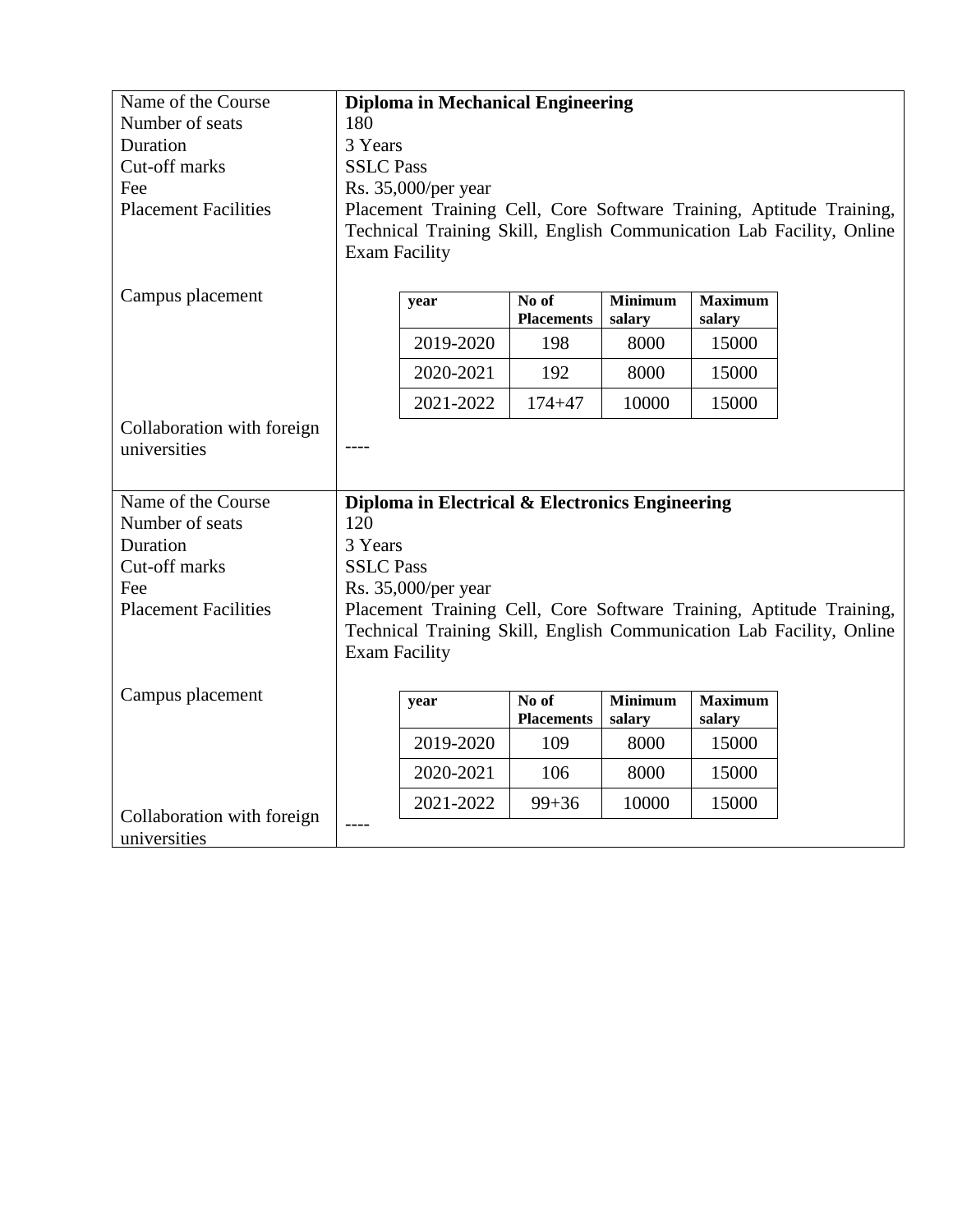| | |
|---|---|
| Name of the Course | **Diploma in Mechanical Engineering** |
| Number of seats | 180 |
| Duration | 3 Years |
| Cut-off marks | SSLC Pass |
| Fee | Rs. 35,000/per year |
| Placement Facilities | Placement Training Cell, Core Software Training, Aptitude Training, Technical Training Skill, English Communication Lab Facility, Online Exam Facility |
| Campus placement | |
| Collaboration with foreign universities | ---- |

| year | No of Placements | Minimum salary | Maximum salary |
|---|---|---|---|
| 2019-2020 | 198 | 8000 | 15000 |
| 2020-2021 | 192 | 8000 | 15000 |
| 2021-2022 | 174+47 | 10000 | 15000 |

| | |
|---|---|
| Name of the Course | **Diploma in Electrical & Electronics Engineering** |
| Number of seats | 120 |
| Duration | 3 Years |
| Cut-off marks | SSLC Pass |
| Fee | Rs. 35,000/per year |
| Placement Facilities | Placement Training Cell, Core Software Training, Aptitude Training, Technical Training Skill, English Communication Lab Facility, Online Exam Facility |
| Campus placement | |
| Collaboration with foreign universities | ---- |

| year | No of Placements | Minimum salary | Maximum salary |
|---|---|---|---|
| 2019-2020 | 109 | 8000 | 15000 |
| 2020-2021 | 106 | 8000 | 15000 |
| 2021-2022 | 99+36 | 10000 | 15000 |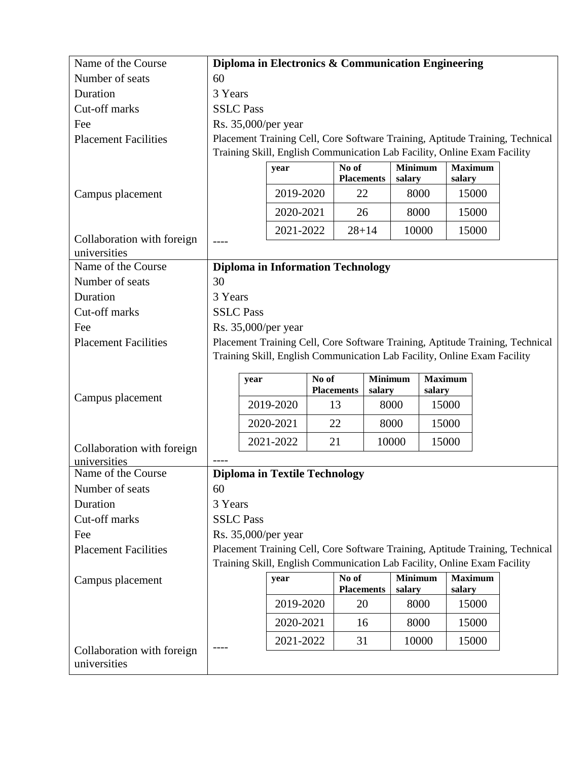| Name of the Course | **Diploma in Electronics & Communication Engineering** |
|---|---|
| Number of seats | 60 |
| Duration | 3 Years |
| Cut-off marks | SSLC Pass |
| Fee | Rs. 35,000/per year |
| Placement Facilities | Placement Training Cell, Core Software Training, Aptitude Training, Technical Training Skill, English Communication Lab Facility, Online Exam Facility |
| Campus placement | (see table below) |
| Collaboration with foreign universities | ---- |

| year | No of Placements | Minimum salary | Maximum salary |
|---|---|---|---|
| 2019-2020 | 22 | 8000 | 15000 |
| 2020-2021 | 26 | 8000 | 15000 |
| 2021-2022 | 28+14 | 10000 | 15000 |

| Name of the Course | **Diploma in Information Technology** |
|---|---|
| Number of seats | 30 |
| Duration | 3 Years |
| Cut-off marks | SSLC Pass |
| Fee | Rs. 35,000/per year |
| Placement Facilities | Placement Training Cell, Core Software Training, Aptitude Training, Technical Training Skill, English Communication Lab Facility, Online Exam Facility |
| Campus placement | (see table below) |
| Collaboration with foreign universities | ---- |

| year | No of Placements | Minimum salary | Maximum salary |
|---|---|---|---|
| 2019-2020 | 13 | 8000 | 15000 |
| 2020-2021 | 22 | 8000 | 15000 |
| 2021-2022 | 21 | 10000 | 15000 |

| Name of the Course | **Diploma in Textile Technology** |
|---|---|
| Number of seats | 60 |
| Duration | 3 Years |
| Cut-off marks | SSLC Pass |
| Fee | Rs. 35,000/per year |
| Placement Facilities | Placement Training Cell, Core Software Training, Aptitude Training, Technical Training Skill, English Communication Lab Facility, Online Exam Facility |
| Campus placement | (see table below) |
| Collaboration with foreign universities | ---- |

| year | No of Placements | Minimum salary | Maximum salary |
|---|---|---|---|
| 2019-2020 | 20 | 8000 | 15000 |
| 2020-2021 | 16 | 8000 | 15000 |
| 2021-2022 | 31 | 10000 | 15000 |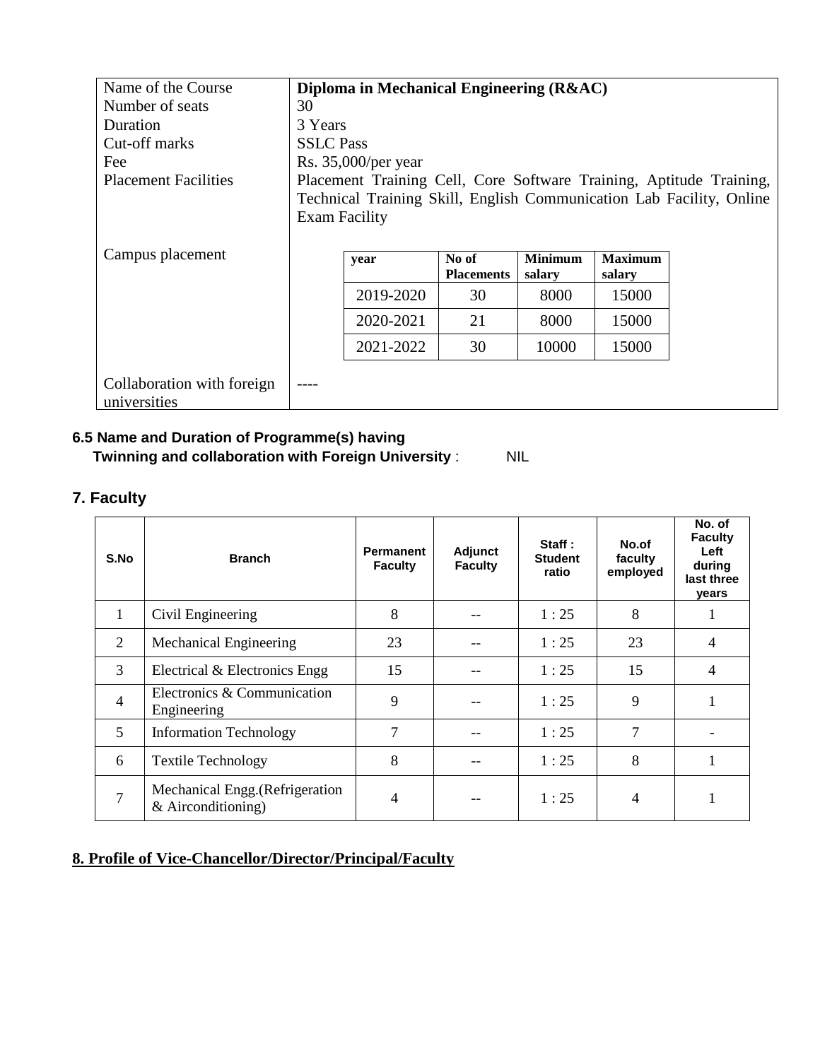| Name of the Course | **Diploma in Mechanical Engineering (R&AC)** |
|---|---|
| Number of seats | 30 |
| Duration | 3 Years |
| Cut-off marks | SSLC Pass |
| Fee | Rs. 35,000/per year |
| Placement Facilities | Placement Training Cell, Core Software Training, Aptitude Training, Technical Training Skill, English Communication Lab Facility, Online Exam Facility |
| Campus placement | (see table below) |
| Collaboration with foreign universities | ---- |

**Campus placement**

| year | No of Placements | Minimum salary | Maximum salary |
|---|---|---|---|
| 2019-2020 | 30 | 8000 | 15000 |
| 2020-2021 | 21 | 8000 | 15000 |
| 2021-2022 | 30 | 10000 | 15000 |

**6.5 Name and Duration of Programme(s) having Twinning and collaboration with Foreign University** : NIL

## 7. Faculty

| S.No | Branch | Permanent Faculty | Adjunct Faculty | Staff : Student ratio | No.of faculty employed | No. of Faculty Left during last three years |
|---|---|---|---|---|---|---|
| 1 | Civil Engineering | 8 | -- | 1 : 25 | 8 | 1 |
| 2 | Mechanical Engineering | 23 | -- | 1 : 25 | 23 | 4 |
| 3 | Electrical & Electronics Engg | 15 | -- | 1 : 25 | 15 | 4 |
| 4 | Electronics & Communication Engineering | 9 | -- | 1 : 25 | 9 | 1 |
| 5 | Information Technology | 7 | -- | 1 : 25 | 7 | - |
| 6 | Textile Technology | 8 | -- | 1 : 25 | 8 | 1 |
| 7 | Mechanical Engg.(Refrigeration & Airconditioning) | 4 | -- | 1 : 25 | 4 | 1 |

## 8. Profile of Vice-Chancellor/Director/Principal/Faculty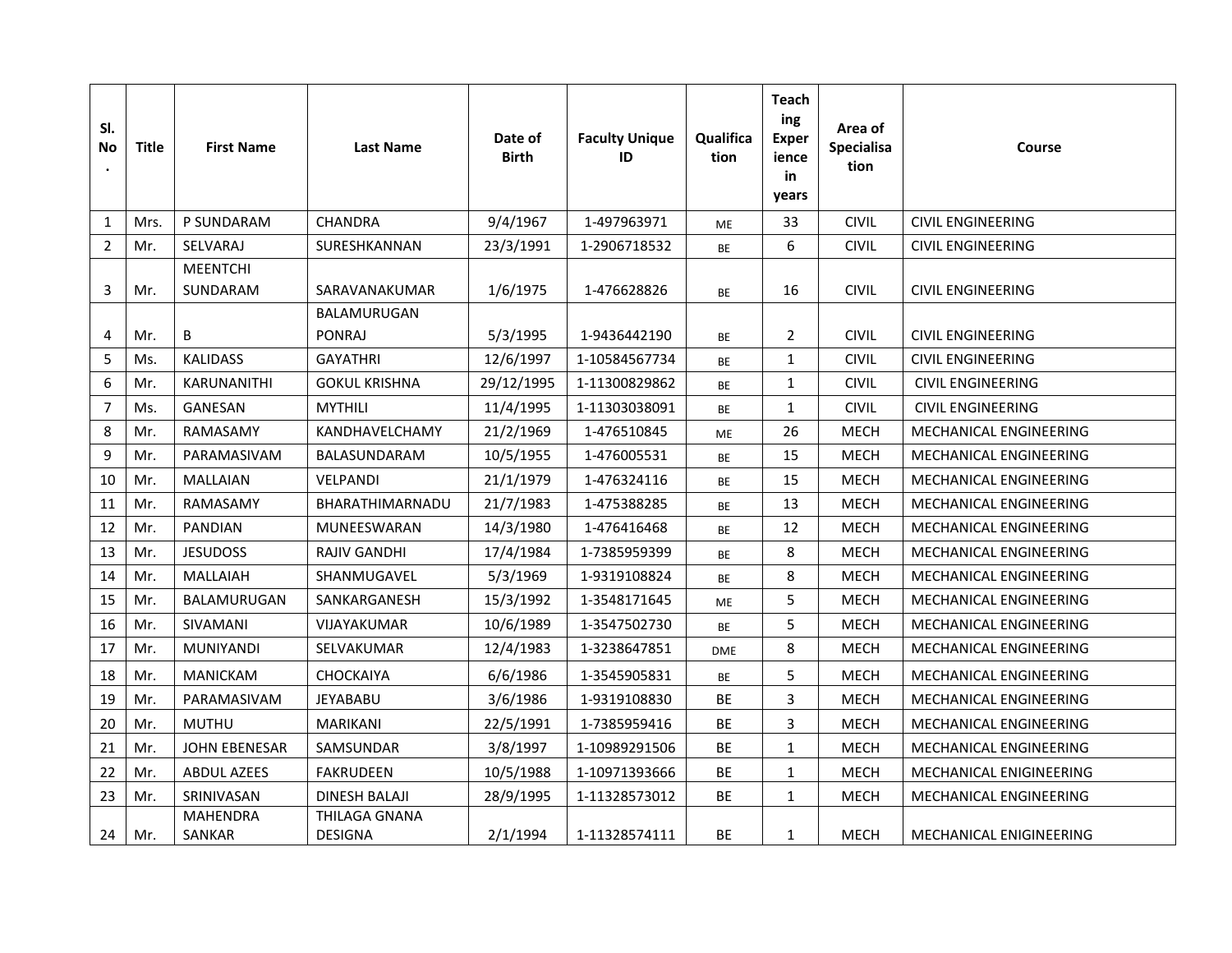| Sl. No. | Title | First Name | Last Name | Date of Birth | Faculty Unique ID | Qualification | Teaching Experience in years | Area of Specialisation | Course |
|---|---|---|---|---|---|---|---|---|---|
| 1 | Mrs. | P SUNDARAM | CHANDRA | 9/4/1967 | 1-497963971 | ME | 33 | CIVIL | CIVIL ENGINEERING |
| 2 | Mr. | SELVARAJ | SURESHKANNAN | 23/3/1991 | 1-2906718532 | BE | 6 | CIVIL | CIVIL ENGINEERING |
| 3 | Mr. | MEENTCHI SUNDARAM | SARAVANAKUMAR | 1/6/1975 | 1-476628826 | BE | 16 | CIVIL | CIVIL ENGINEERING |
| 4 | Mr. | B | BALAMURUGAN PONRAJ | 5/3/1995 | 1-9436442190 | BE | 2 | CIVIL | CIVIL ENGINEERING |
| 5 | Ms. | KALIDASS | GAYATHRI | 12/6/1997 | 1-10584567734 | BE | 1 | CIVIL | CIVIL ENGINEERING |
| 6 | Mr. | KARUNANITHI | GOKUL KRISHNA | 29/12/1995 | 1-11300829862 | BE | 1 | CIVIL | CIVIL ENGINEERING |
| 7 | Ms. | GANESAN | MYTHILI | 11/4/1995 | 1-11303038091 | BE | 1 | CIVIL | CIVIL ENGINEERING |
| 8 | Mr. | RAMASAMY | KANDHAVELCHAMY | 21/2/1969 | 1-476510845 | ME | 26 | MECH | MECHANICAL ENGINEERING |
| 9 | Mr. | PARAMASIVAM | BALASUNDARAM | 10/5/1955 | 1-476005531 | BE | 15 | MECH | MECHANICAL ENGINEERING |
| 10 | Mr. | MALLAIAN | VELPANDI | 21/1/1979 | 1-476324116 | BE | 15 | MECH | MECHANICAL ENGINEERING |
| 11 | Mr. | RAMASAMY | BHARATHIMARNADU | 21/7/1983 | 1-475388285 | BE | 13 | MECH | MECHANICAL ENGINEERING |
| 12 | Mr. | PANDIAN | MUNEESWARAN | 14/3/1980 | 1-476416468 | BE | 12 | MECH | MECHANICAL ENGINEERING |
| 13 | Mr. | JESUDOSS | RAJIV GANDHI | 17/4/1984 | 1-7385959399 | BE | 8 | MECH | MECHANICAL ENGINEERING |
| 14 | Mr. | MALLAIAH | SHANMUGAVEL | 5/3/1969 | 1-9319108824 | BE | 8 | MECH | MECHANICAL ENGINEERING |
| 15 | Mr. | BALAMURUGAN | SANKARGANESH | 15/3/1992 | 1-3548171645 | ME | 5 | MECH | MECHANICAL ENGINEERING |
| 16 | Mr. | SIVAMANI | VIJAYAKUMAR | 10/6/1989 | 1-3547502730 | BE | 5 | MECH | MECHANICAL ENGINEERING |
| 17 | Mr. | MUNIYANDI | SELVAKUMAR | 12/4/1983 | 1-3238647851 | DME | 8 | MECH | MECHANICAL ENGINEERING |
| 18 | Mr. | MANICKAM | CHOCKAIYA | 6/6/1986 | 1-3545905831 | BE | 5 | MECH | MECHANICAL ENGINEERING |
| 19 | Mr. | PARAMASIVAM | JEYABABU | 3/6/1986 | 1-9319108830 | BE | 3 | MECH | MECHANICAL ENGINEERING |
| 20 | Mr. | MUTHU | MARIKANI | 22/5/1991 | 1-7385959416 | BE | 3 | MECH | MECHANICAL ENGINEERING |
| 21 | Mr. | JOHN EBENESAR | SAMSUNDAR | 3/8/1997 | 1-10989291506 | BE | 1 | MECH | MECHANICAL ENGINEERING |
| 22 | Mr. | ABDUL AZEES | FAKRUDEEN | 10/5/1988 | 1-10971393666 | BE | 1 | MECH | MECHANICAL ENIGINEERING |
| 23 | Mr. | SRINIVASAN | DINESH BALAJI | 28/9/1995 | 1-11328573012 | BE | 1 | MECH | MECHANICAL ENGINEERING |
| 24 | Mr. | MAHENDRA SANKAR | THILAGA GNANA DESIGNA | 2/1/1994 | 1-11328574111 | BE | 1 | MECH | MECHANICAL ENIGINEERING |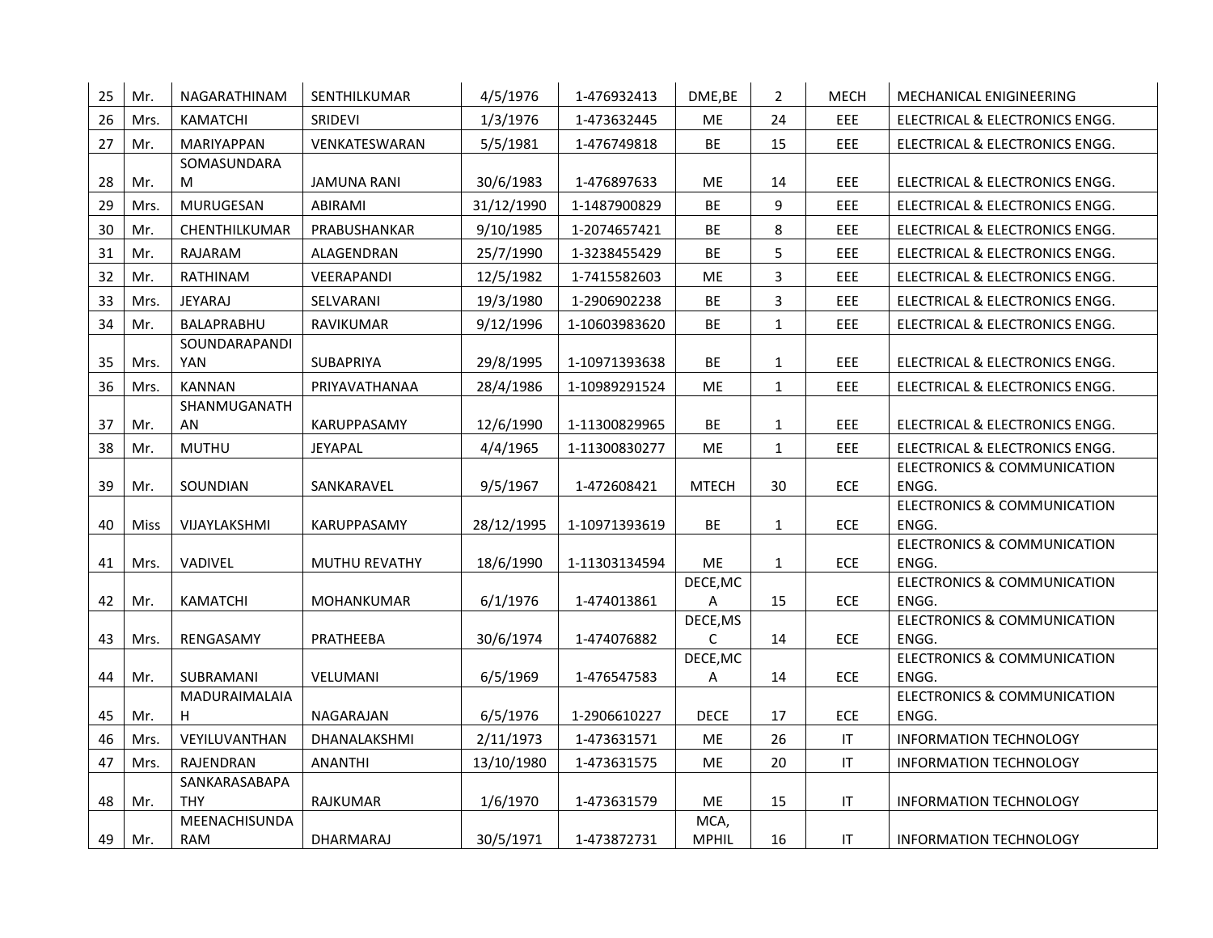| 25 | Mr. | NAGARATHINAM | SENTHILKUMAR | 4/5/1976 | 1-476932413 | DME,BE | 2 | MECH | MECHANICAL ENIGINEERING |
|---|---|---|---|---|---|---|---|---|---|
| 26 | Mrs. | KAMATCHI | SRIDEVI | 1/3/1976 | 1-473632445 | ME | 24 | EEE | ELECTRICAL & ELECTRONICS ENGG. |
| 27 | Mr. | MARIYAPPAN | VENKATESWARAN | 5/5/1981 | 1-476749818 | BE | 15 | EEE | ELECTRICAL & ELECTRONICS ENGG. |
| 28 | Mr. | SOMASUNDARAM | JAMUNA RANI | 30/6/1983 | 1-476897633 | ME | 14 | EEE | ELECTRICAL & ELECTRONICS ENGG. |
| 29 | Mrs. | MURUGESAN | ABIRAMI | 31/12/1990 | 1-1487900829 | BE | 9 | EEE | ELECTRICAL & ELECTRONICS ENGG. |
| 30 | Mr. | CHENTHILKUMAR | PRABUSHANKAR | 9/10/1985 | 1-2074657421 | BE | 8 | EEE | ELECTRICAL & ELECTRONICS ENGG. |
| 31 | Mr. | RAJARAM | ALAGENDRAN | 25/7/1990 | 1-3238455429 | BE | 5 | EEE | ELECTRICAL & ELECTRONICS ENGG. |
| 32 | Mr. | RATHINAM | VEERAPANDI | 12/5/1982 | 1-7415582603 | ME | 3 | EEE | ELECTRICAL & ELECTRONICS ENGG. |
| 33 | Mrs. | JEYARAJ | SELVARANI | 19/3/1980 | 1-2906902238 | BE | 3 | EEE | ELECTRICAL & ELECTRONICS ENGG. |
| 34 | Mr. | BALAPRABHU | RAVIKUMAR | 9/12/1996 | 1-10603983620 | BE | 1 | EEE | ELECTRICAL & ELECTRONICS ENGG. |
| 35 | Mrs. | SOUNDARAPANDIYAN | SUBAPRIYA | 29/8/1995 | 1-10971393638 | BE | 1 | EEE | ELECTRICAL & ELECTRONICS ENGG. |
| 36 | Mrs. | KANNAN | PRIYAVATHANAA | 28/4/1986 | 1-10989291524 | ME | 1 | EEE | ELECTRICAL & ELECTRONICS ENGG. |
| 37 | Mr. | SHANMUGANATHAN | KARUPPASAMY | 12/6/1990 | 1-11300829965 | BE | 1 | EEE | ELECTRICAL & ELECTRONICS ENGG. |
| 38 | Mr. | MUTHU | JEYAPAL | 4/4/1965 | 1-11300830277 | ME | 1 | EEE | ELECTRICAL & ELECTRONICS ENGG. |
| 39 | Mr. | SOUNDIAN | SANKARAVEL | 9/5/1967 | 1-472608421 | MTECH | 30 | ECE | ELECTRONICS & COMMUNICATION ENGG. |
| 40 | Miss | VIJAYLAKSHMI | KARUPPASAMY | 28/12/1995 | 1-10971393619 | BE | 1 | ECE | ELECTRONICS & COMMUNICATION ENGG. |
| 41 | Mrs. | VADIVEL | MUTHU REVATHY | 18/6/1990 | 1-11303134594 | ME | 1 | ECE | ELECTRONICS & COMMUNICATION ENGG. |
| 42 | Mr. | KAMATCHI | MOHANKUMAR | 6/1/1976 | 1-474013861 | DECE,MCA | 15 | ECE | ELECTRONICS & COMMUNICATION ENGG. |
| 43 | Mrs. | RENGASAMY | PRATHEEBA | 30/6/1974 | 1-474076882 | DECE,MSC | 14 | ECE | ELECTRONICS & COMMUNICATION ENGG. |
| 44 | Mr. | SUBRAMANI | VELUMANI | 6/5/1969 | 1-476547583 | DECE,MCA | 14 | ECE | ELECTRONICS & COMMUNICATION ENGG. |
| 45 | Mr. | MADURAIMALAIAH | NAGARAJAN | 6/5/1976 | 1-2906610227 | DECE | 17 | ECE | ELECTRONICS & COMMUNICATION ENGG. |
| 46 | Mrs. | VEYILUVANTHAN | DHANALAKSHMI | 2/11/1973 | 1-473631571 | ME | 26 | IT | INFORMATION TECHNOLOGY |
| 47 | Mrs. | RAJENDRAN | ANANTHI | 13/10/1980 | 1-473631575 | ME | 20 | IT | INFORMATION TECHNOLOGY |
| 48 | Mr. | SANKARASABAPATHY | RAJKUMAR | 1/6/1970 | 1-473631579 | ME | 15 | IT | INFORMATION TECHNOLOGY |
| 49 | Mr. | MEENACHISUNDARAM | DHARMARAJ | 30/5/1971 | 1-473872731 | MCA, MPHIL | 16 | IT | INFORMATION TECHNOLOGY |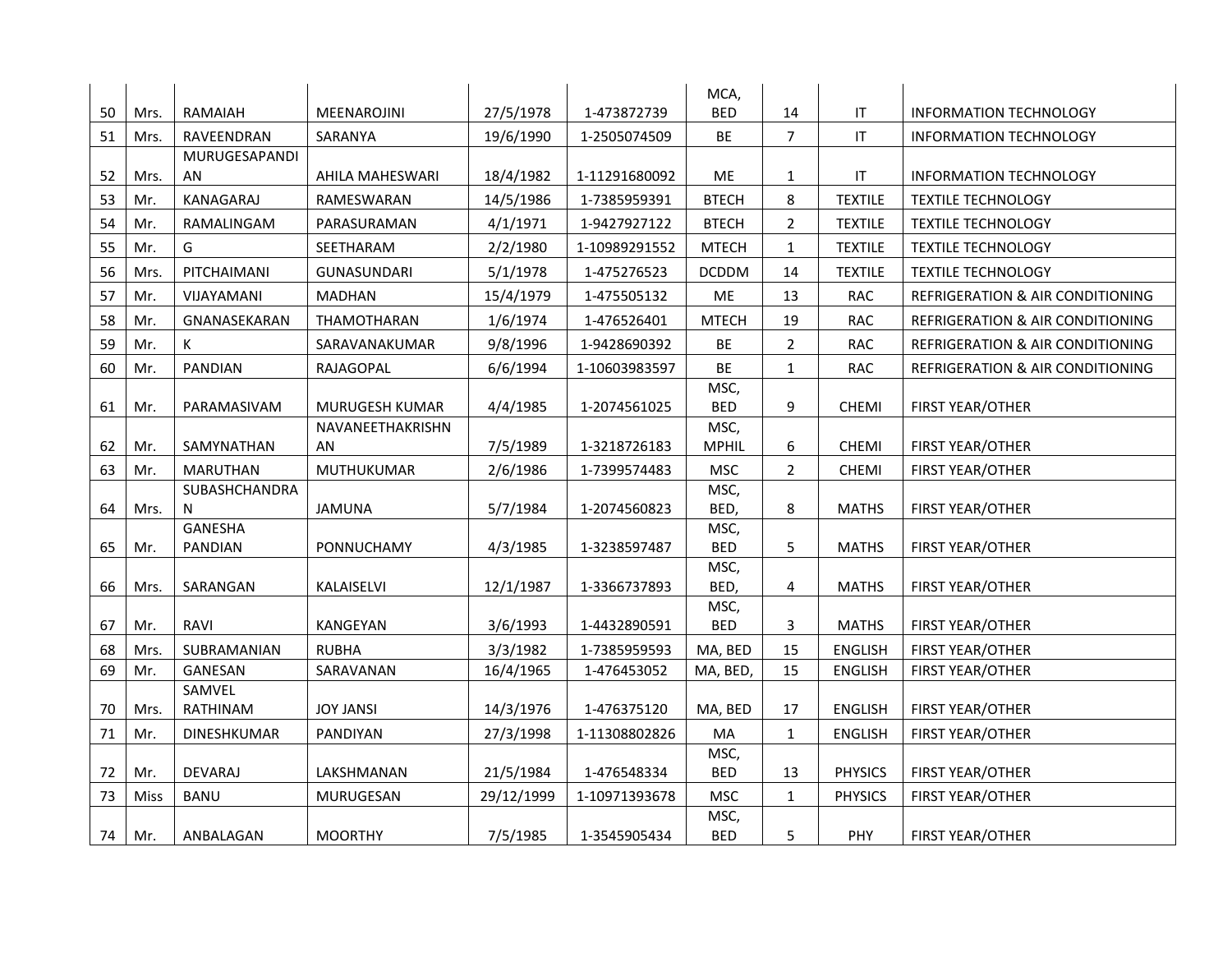| | | | | | | | | | |
|---|---|---|---|---|---|---|---|---|---|
| 50 | Mrs. | RAMAIAH | MEENAROJINI | 27/5/1978 | 1-473872739 | MCA, BED | 14 | IT | INFORMATION TECHNOLOGY |
| 51 | Mrs. | RAVEENDRAN | SARANYA | 19/6/1990 | 1-2505074509 | BE | 7 | IT | INFORMATION TECHNOLOGY |
| 52 | Mrs. | MURUGESAPANDIAN | AHILA MAHESWARI | 18/4/1982 | 1-11291680092 | ME | 1 | IT | INFORMATION TECHNOLOGY |
| 53 | Mr. | KANAGARAJ | RAMESWARAN | 14/5/1986 | 1-7385959391 | BTECH | 8 | TEXTILE | TEXTILE TECHNOLOGY |
| 54 | Mr. | RAMALINGAM | PARASURAMAN | 4/1/1971 | 1-9427927122 | BTECH | 2 | TEXTILE | TEXTILE TECHNOLOGY |
| 55 | Mr. | G | SEETHARAM | 2/2/1980 | 1-10989291552 | MTECH | 1 | TEXTILE | TEXTILE TECHNOLOGY |
| 56 | Mrs. | PITCHAIMANI | GUNASUNDARI | 5/1/1978 | 1-475276523 | DCDDM | 14 | TEXTILE | TEXTILE TECHNOLOGY |
| 57 | Mr. | VIJAYAMANI | MADHAN | 15/4/1979 | 1-475505132 | ME | 13 | RAC | REFRIGERATION & AIR CONDITIONING |
| 58 | Mr. | GNANASEKARAN | THAMOTHARAN | 1/6/1974 | 1-476526401 | MTECH | 19 | RAC | REFRIGERATION & AIR CONDITIONING |
| 59 | Mr. | K | SARAVANAKUMAR | 9/8/1996 | 1-9428690392 | BE | 2 | RAC | REFRIGERATION & AIR CONDITIONING |
| 60 | Mr. | PANDIAN | RAJAGOPAL | 6/6/1994 | 1-10603983597 | BE | 1 | RAC | REFRIGERATION & AIR CONDITIONING |
| 61 | Mr. | PARAMASIVAM | MURUGESH KUMAR | 4/4/1985 | 1-2074561025 | MSC, BED | 9 | CHEMI | FIRST YEAR/OTHER |
| 62 | Mr. | SAMYNATHAN | NAVANEETHAKRISHNAN | 7/5/1989 | 1-3218726183 | MSC, MPHIL | 6 | CHEMI | FIRST YEAR/OTHER |
| 63 | Mr. | MARUTHAN | MUTHUKUMAR | 2/6/1986 | 1-7399574483 | MSC | 2 | CHEMI | FIRST YEAR/OTHER |
| 64 | Mrs. | SUBASHCHANDRAN | JAMUNA | 5/7/1984 | 1-2074560823 | MSC, BED, | 8 | MATHS | FIRST YEAR/OTHER |
| 65 | Mr. | GANESHA PANDIAN | PONNUCHAMY | 4/3/1985 | 1-3238597487 | MSC, BED | 5 | MATHS | FIRST YEAR/OTHER |
| 66 | Mrs. | SARANGAN | KALAISELVI | 12/1/1987 | 1-3366737893 | MSC, BED, | 4 | MATHS | FIRST YEAR/OTHER |
| 67 | Mr. | RAVI | KANGEYAN | 3/6/1993 | 1-4432890591 | MSC, BED | 3 | MATHS | FIRST YEAR/OTHER |
| 68 | Mrs. | SUBRAMANIAN | RUBHA | 3/3/1982 | 1-7385959593 | MA, BED | 15 | ENGLISH | FIRST YEAR/OTHER |
| 69 | Mr. | GANESAN | SARAVANAN | 16/4/1965 | 1-476453052 | MA, BED, | 15 | ENGLISH | FIRST YEAR/OTHER |
| 70 | Mrs. | SAMVEL RATHINAM | JOY JANSI | 14/3/1976 | 1-476375120 | MA, BED | 17 | ENGLISH | FIRST YEAR/OTHER |
| 71 | Mr. | DINESHKUMAR | PANDIYAN | 27/3/1998 | 1-11308802826 | MA | 1 | ENGLISH | FIRST YEAR/OTHER |
| 72 | Mr. | DEVARAJ | LAKSHMANAN | 21/5/1984 | 1-476548334 | MSC, BED | 13 | PHYSICS | FIRST YEAR/OTHER |
| 73 | Miss | BANU | MURUGESAN | 29/12/1999 | 1-10971393678 | MSC | 1 | PHYSICS | FIRST YEAR/OTHER |
| 74 | Mr. | ANBALAGAN | MOORTHY | 7/5/1985 | 1-3545905434 | MSC, BED | 5 | PHY | FIRST YEAR/OTHER |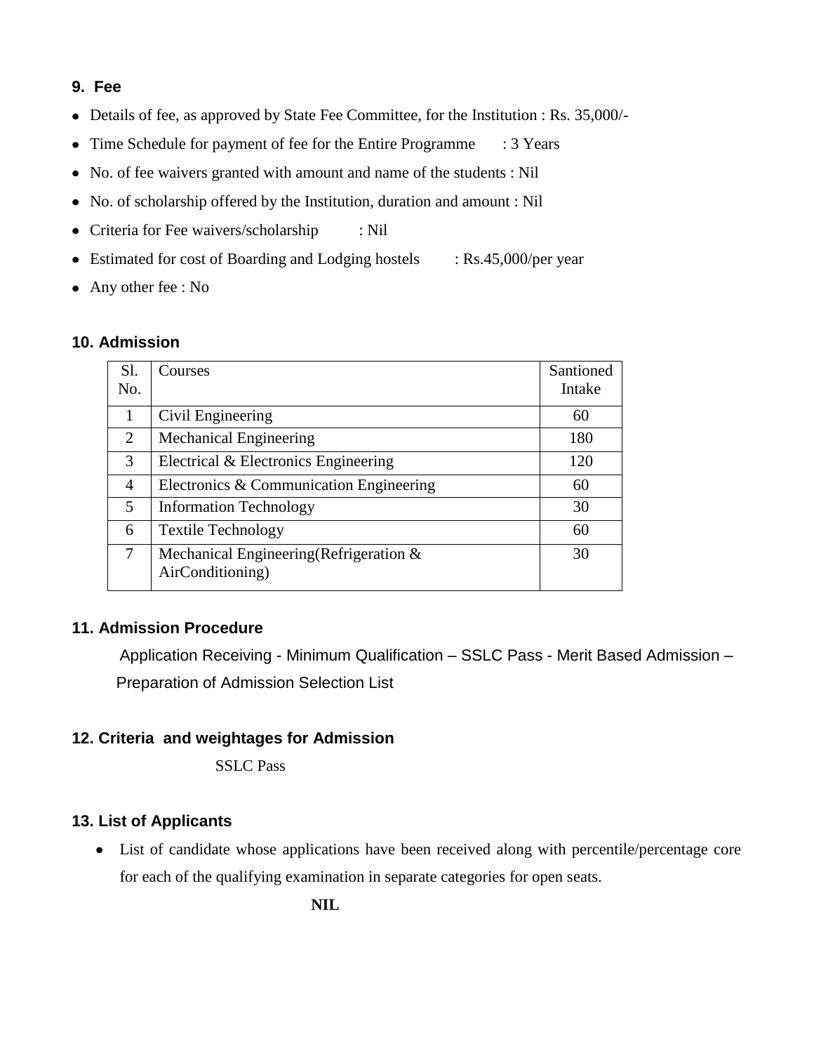## 9. Fee

- Details of fee, as approved by State Fee Committee, for the Institution : Rs. 35,000/-
- Time Schedule for payment of fee for the Entire Programme : 3 Years
- No. of fee waivers granted with amount and name of the students : Nil
- No. of scholarship offered by the Institution, duration and amount : Nil
- Criteria for Fee waivers/scholarship : Nil
- Estimated for cost of Boarding and Lodging hostels : Rs.45,000/per year
- Any other fee : No

## 10. Admission

| Sl. No. | Courses | Santioned Intake |
|---|---|---|
| 1 | Civil Engineering | 60 |
| 2 | Mechanical Engineering | 180 |
| 3 | Electrical & Electronics Engineering | 120 |
| 4 | Electronics & Communication Engineering | 60 |
| 5 | Information Technology | 30 |
| 6 | Textile Technology | 60 |
| 7 | Mechanical Engineering(Refrigeration & AirConditioning) | 30 |

## 11. Admission Procedure

Application Receiving - Minimum Qualification – SSLC Pass - Merit Based Admission – Preparation of Admission Selection List

## 12. Criteria and weightages for Admission

SSLC Pass

## 13. List of Applicants

- List of candidate whose applications have been received along with percentile/percentage core for each of the qualifying examination in separate categories for open seats.

**NIL**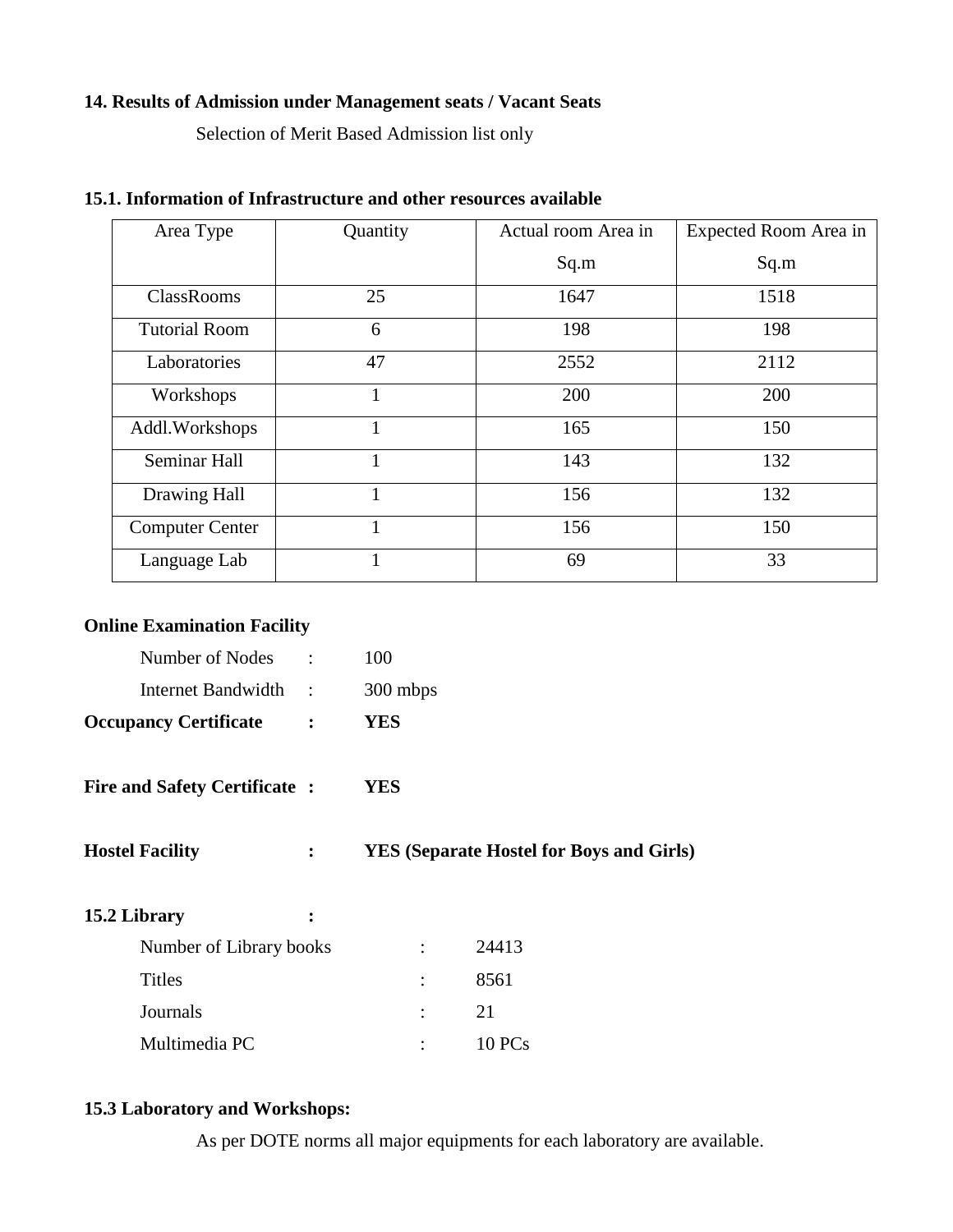**14. Results of Admission under Management seats / Vacant Seats**

Selection of Merit Based Admission list only

**15.1. Information of Infrastructure and other resources available**

| Area Type | Quantity | Actual room Area in Sq.m | Expected Room Area in Sq.m |
|---|---|---|---|
| ClassRooms | 25 | 1647 | 1518 |
| Tutorial Room | 6 | 198 | 198 |
| Laboratories | 47 | 2552 | 2112 |
| Workshops | 1 | 200 | 200 |
| Addl.Workshops | 1 | 165 | 150 |
| Seminar Hall | 1 | 143 | 132 |
| Drawing Hall | 1 | 156 | 132 |
| Computer Center | 1 | 156 | 150 |
| Language Lab | 1 | 69 | 33 |

**Online Examination Facility**

Number of Nodes : 100

Internet Bandwidth : 300 mbps

**Occupancy Certificate : YES**

**Fire and Safety Certificate : YES**

**Hostel Facility : YES (Separate Hostel for Boys and Girls)**

**15.2 Library :**

Number of Library books : 24413

Titles : 8561

Journals : 21

Multimedia PC : 10 PCs

**15.3 Laboratory and Workshops:**

As per DOTE norms all major equipments for each laboratory are available.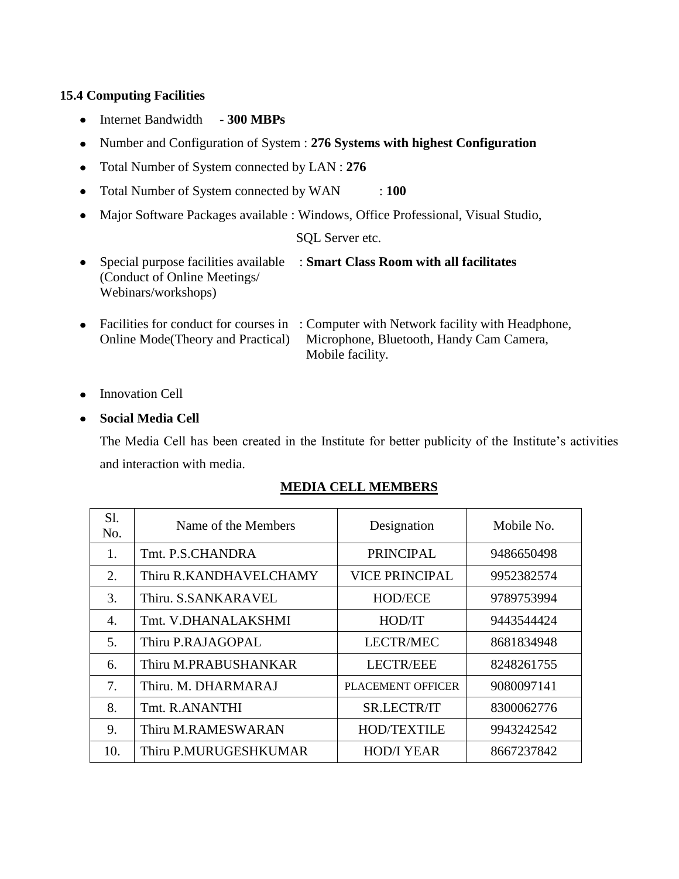### 15.4 Computing Facilities

- Internet Bandwidth - **300 MBPs**
- Number and Configuration of System : **276 Systems with highest Configuration**
- Total Number of System connected by LAN : **276**
- Total Number of System connected by WAN : **100**
- Major Software Packages available : Windows, Office Professional, Visual Studio, SQL Server etc.
- Special purpose facilities available (Conduct of Online Meetings/ Webinars/workshops) : **Smart Class Room with all facilitates**
- Facilities for conduct for courses in Online Mode(Theory and Practical) : Computer with Network facility with Headphone, Microphone, Bluetooth, Handy Cam Camera, Mobile facility.
- Innovation Cell
- **Social Media Cell**

  The Media Cell has been created in the Institute for better publicity of the Institute's activities and interaction with media.

**MEDIA CELL MEMBERS**

| Sl. No. | Name of the Members | Designation | Mobile No. |
|---|---|---|---|
| 1. | Tmt. P.S.CHANDRA | PRINCIPAL | 9486650498 |
| 2. | Thiru R.KANDHAVELCHAMY | VICE PRINCIPAL | 9952382574 |
| 3. | Thiru. S.SANKARAVEL | HOD/ECE | 9789753994 |
| 4. | Tmt. V.DHANALAKSHMI | HOD/IT | 9443544424 |
| 5. | Thiru P.RAJAGOPAL | LECTR/MEC | 8681834948 |
| 6. | Thiru M.PRABUSHANKAR | LECTR/EEE | 8248261755 |
| 7. | Thiru. M. DHARMARAJ | PLACEMENT OFFICER | 9080097141 |
| 8. | Tmt. R.ANANTHI | SR.LECTR/IT | 8300062776 |
| 9. | Thiru M.RAMESWARAN | HOD/TEXTILE | 9943242542 |
| 10. | Thiru P.MURUGESHKUMAR | HOD/I YEAR | 8667237842 |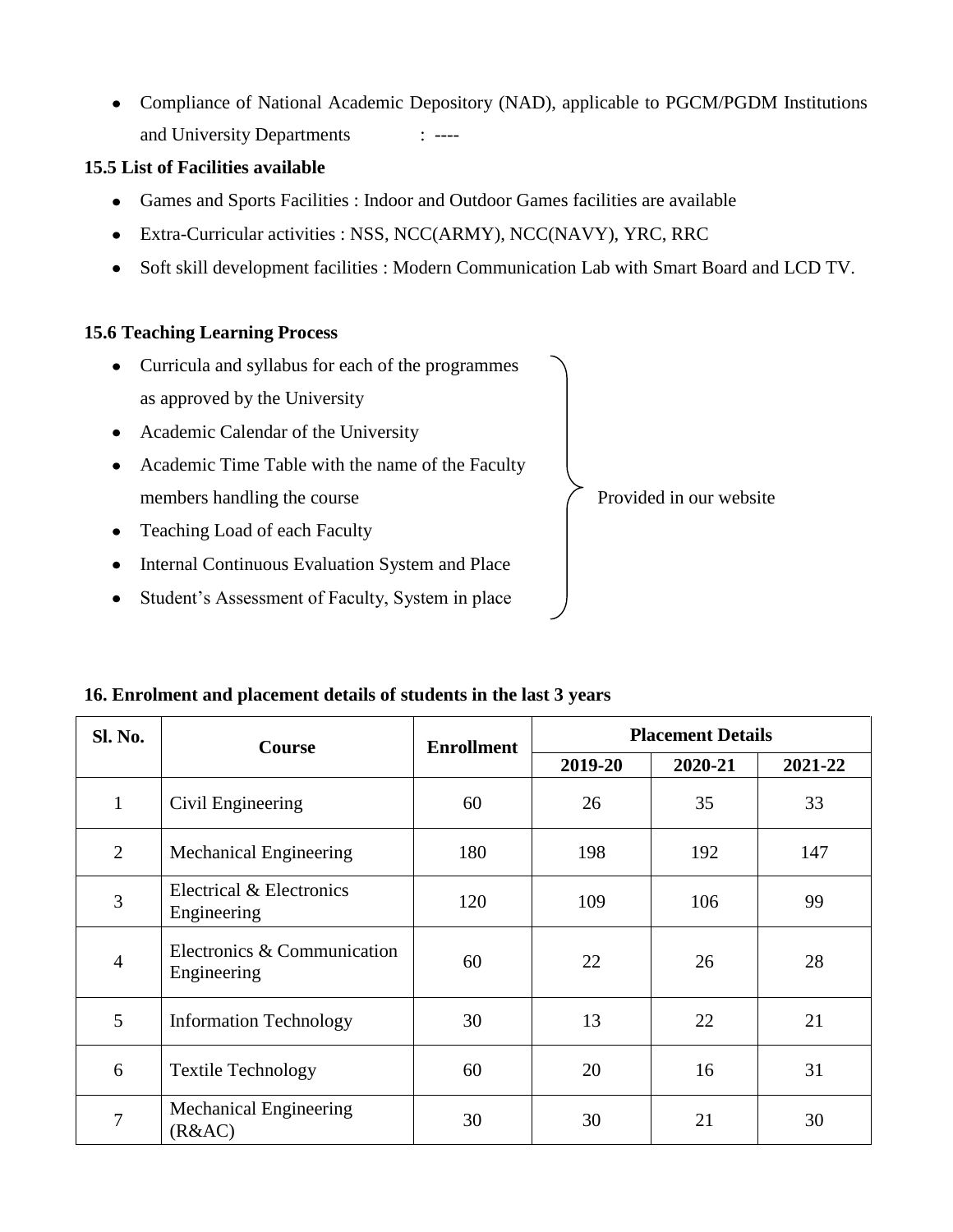- Compliance of National Academic Depository (NAD), applicable to PGCM/PGDM Institutions and University Departments : ----

**15.5 List of Facilities available**

- Games and Sports Facilities : Indoor and Outdoor Games facilities are available
- Extra-Curricular activities : NSS, NCC(ARMY), NCC(NAVY), YRC, RRC
- Soft skill development facilities : Modern Communication Lab with Smart Board and LCD TV.

**15.6 Teaching Learning Process**

The following are provided in our website:

- Curricula and syllabus for each of the programmes as approved by the University
- Academic Calendar of the University
- Academic Time Table with the name of the Faculty members handling the course
- Teaching Load of each Faculty
- Internal Continuous Evaluation System and Place
- Student's Assessment of Faculty, System in place

**16. Enrolment and placement details of students in the last 3 years**

| Sl. No. | Course | Enrollment | Placement Details | | |
|---|---|---|---|---|---|
| | | | 2019-20 | 2020-21 | 2021-22 |
| 1 | Civil Engineering | 60 | 26 | 35 | 33 |
| 2 | Mechanical Engineering | 180 | 198 | 192 | 147 |
| 3 | Electrical & Electronics Engineering | 120 | 109 | 106 | 99 |
| 4 | Electronics & Communication Engineering | 60 | 22 | 26 | 28 |
| 5 | Information Technology | 30 | 13 | 22 | 21 |
| 6 | Textile Technology | 60 | 20 | 16 | 31 |
| 7 | Mechanical Engineering (R&AC) | 30 | 30 | 21 | 30 |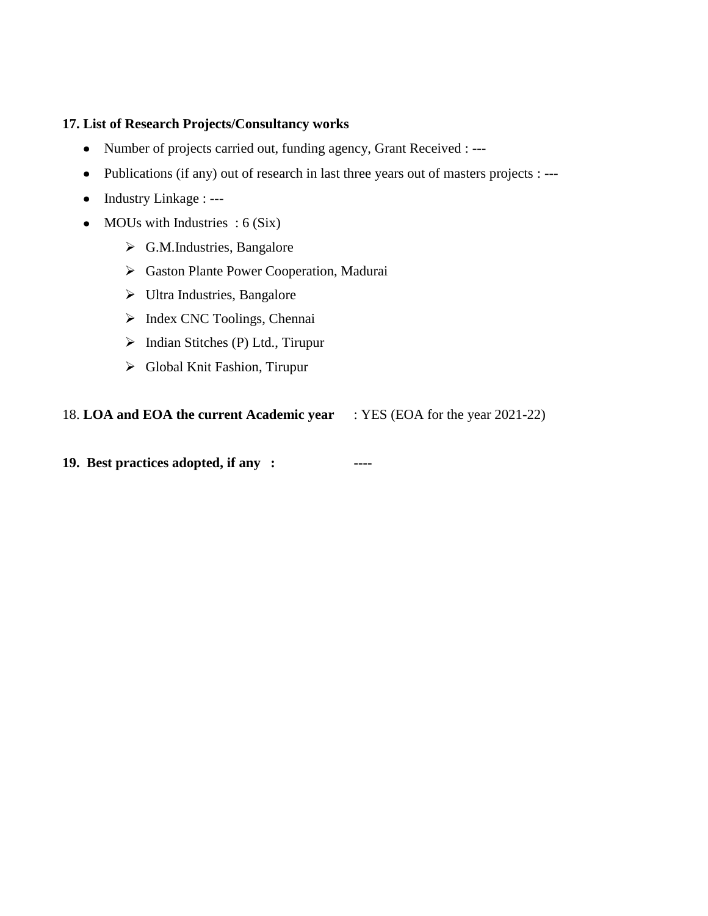**17. List of Research Projects/Consultancy works**

- Number of projects carried out, funding agency, Grant Received : ---
- Publications (if any) out of research in last three years out of masters projects : ---
- Industry Linkage : ---
- MOUs with Industries : 6 (Six)
  - G.M.Industries, Bangalore
  - Gaston Plante Power Cooperation, Madurai
  - Ultra Industries, Bangalore
  - Index CNC Toolings, Chennai
  - Indian Stitches (P) Ltd., Tirupur
  - Global Knit Fashion, Tirupur

18. **LOA and EOA the current Academic year** : YES (EOA for the year 2021-22)

**19. Best practices adopted, if any :** ----